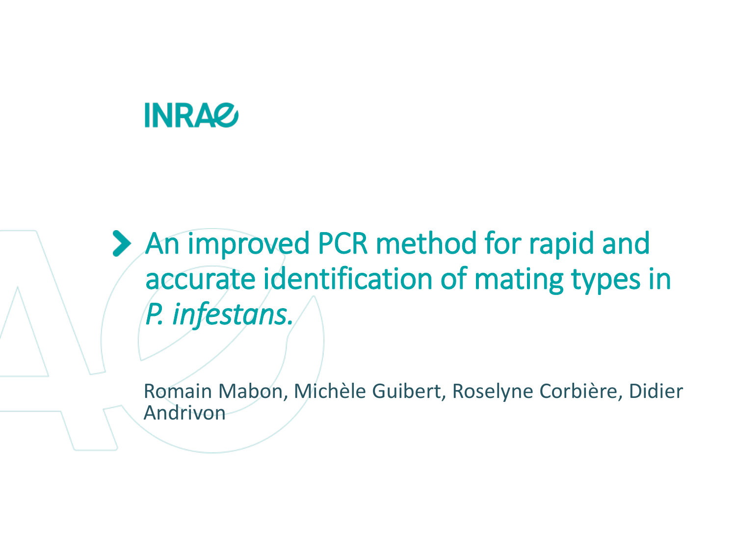INRAE

# An improved PCR method for rapid and accurate identification of mating types in *P. infestans.*

Romain Mabon, Michèle Guibert, Roselyne Corbière, Didier Andrivon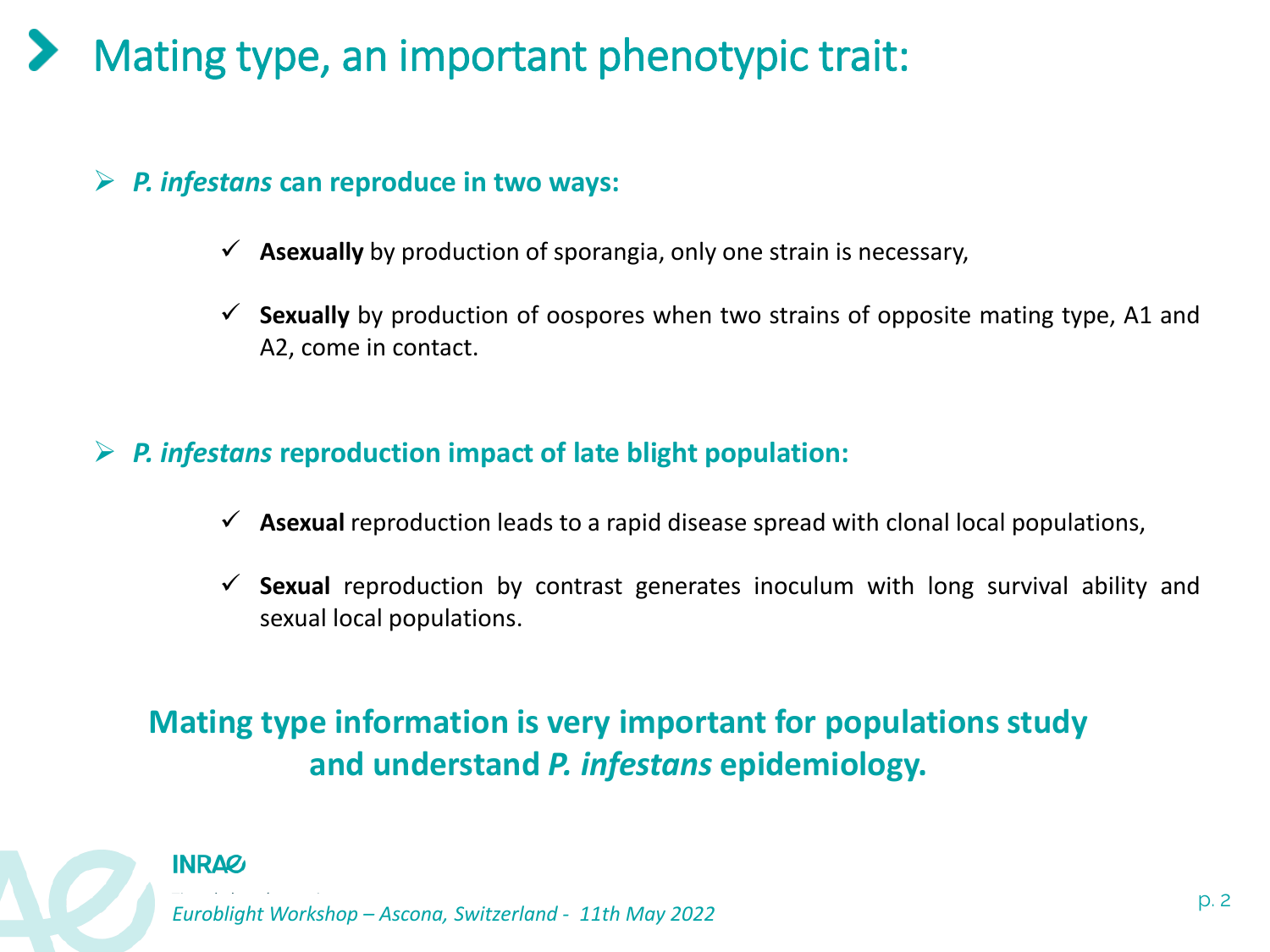# Mating type, an important phenotypic trait:

- ***P. infestans* can reproduce in two ways:**
  - **Asexually** by production of sporangia, only one strain is necessary,
  - **Sexually** by production of oospores when two strains of opposite mating type, A1 and A2, come in contact.

- ***P. infestans* reproduction impact of late blight population:**
  - **Asexual** reproduction leads to a rapid disease spread with clonal local populations,
  - **Sexual** reproduction by contrast generates inoculum with long survival ability and sexual local populations.

**Mating type information is very important for populations study and understand *P. infestans* epidemiology.**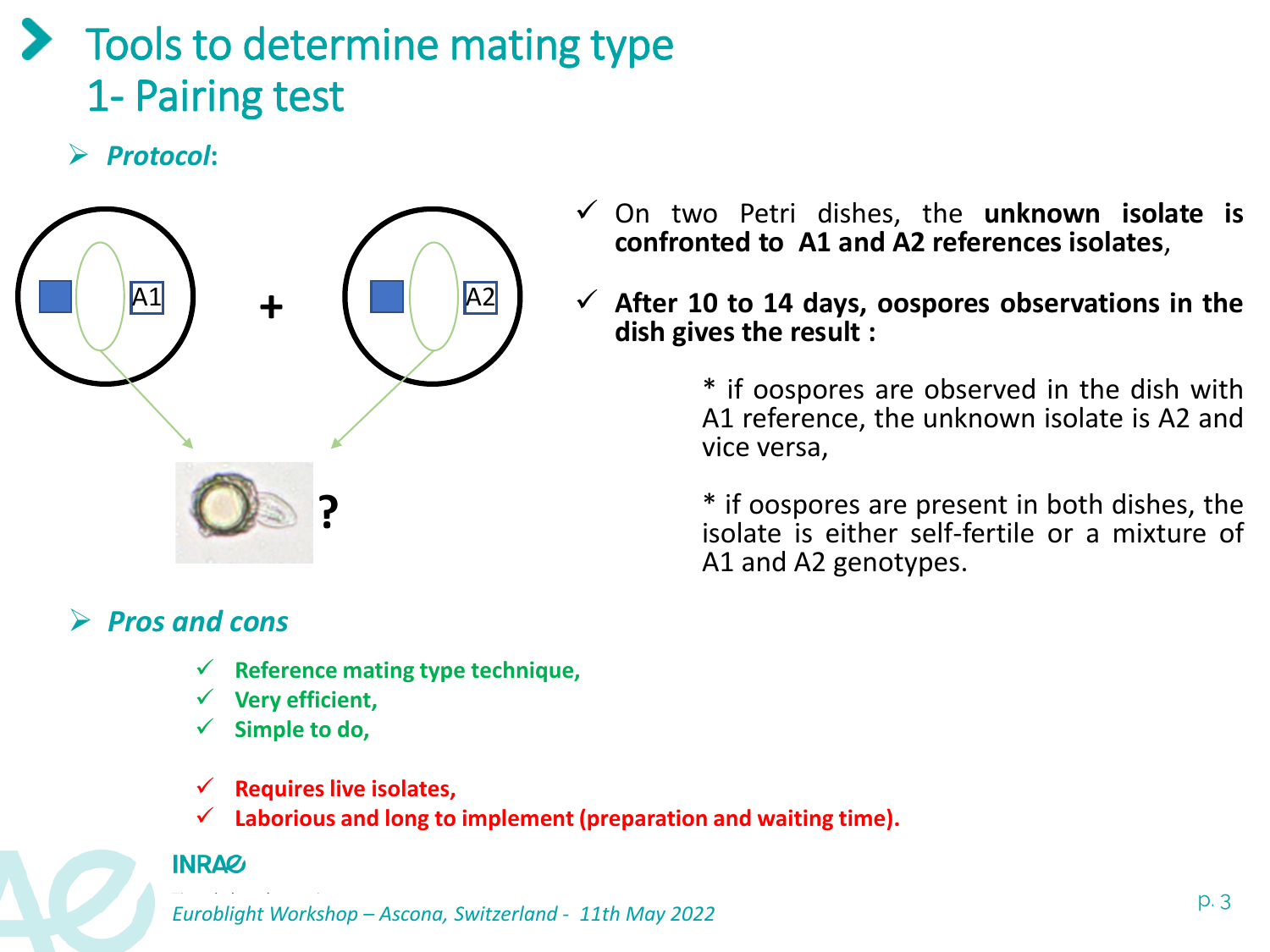# Tools to determine mating type
## 1- Pairing test

➢ ***Protocol*:**

A1 + A2 ?

- On two Petri dishes, the **unknown isolate is confronted to A1 and A2 references isolates**,
- **After 10 to 14 days, oospores observations in the dish gives the result :**

  * if oospores are observed in the dish with A1 reference, the unknown isolate is A2 and vice versa,

  * if oospores are present in both dishes, the isolate is either self-fertile or a mixture of A1 and A2 genotypes.

➢ ***Pros and cons***

- **Reference mating type technique,**
- **Very efficient,**
- **Simple to do,**

- **Requires live isolates,**
- **Laborious and long to implement (preparation and waiting time).**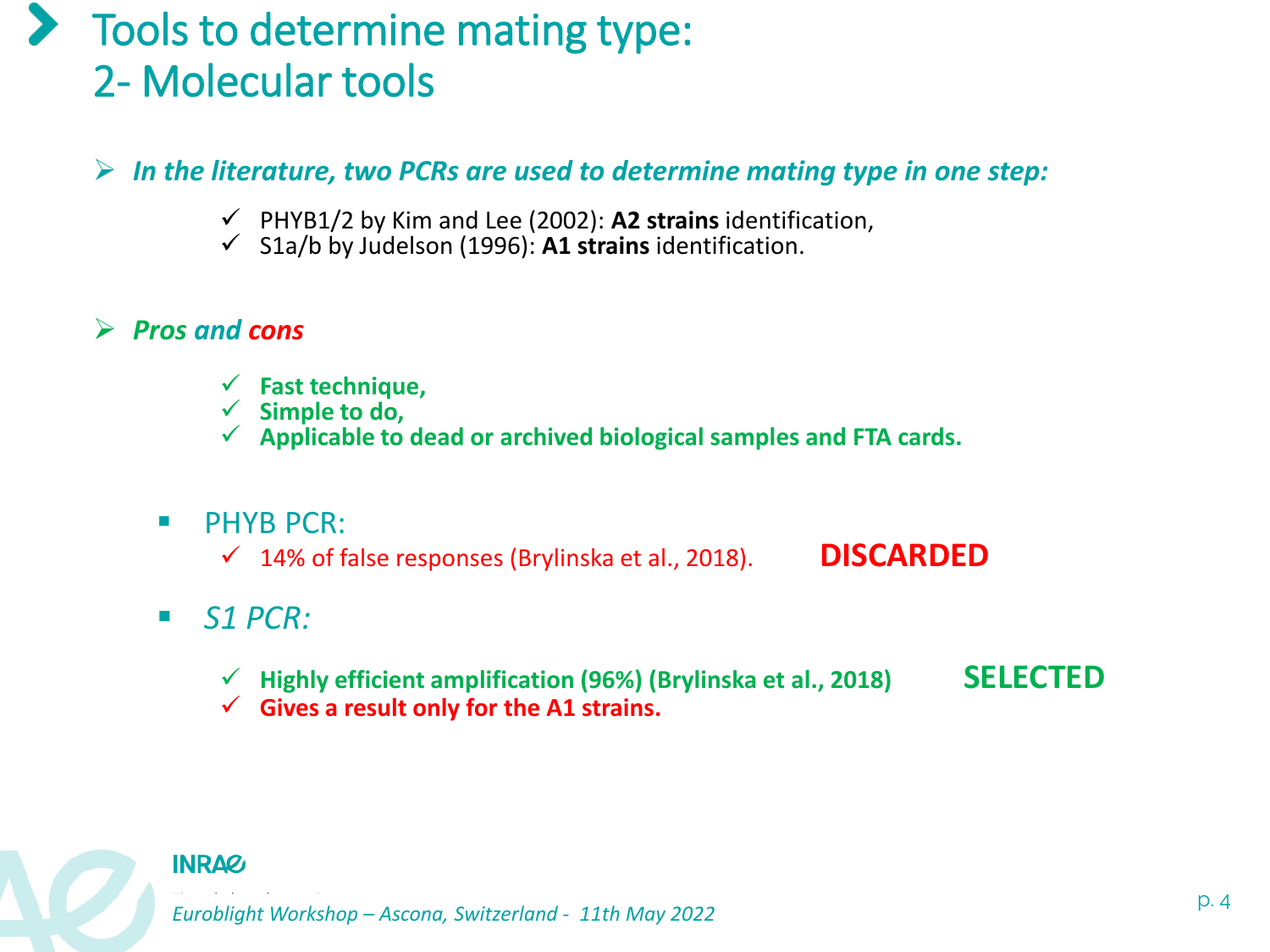# Tools to determine mating type: 2- Molecular tools

- ***In the literature, two PCRs are used to determine mating type in one step:***
  - ✓ PHYB1/2 by Kim and Lee (2002): **A2 strains** identification,
  - ✓ S1a/b by Judelson (1996): **A1 strains** identification.

- ***Pros and cons***
  - ✓ **Fast technique,**
  - ✓ **Simple to do,**
  - ✓ **Applicable to dead or archived biological samples and FTA cards.**

- PHYB PCR:
  - ✓ 14% of false responses (Brylinska et al., 2018). **DISCARDED**

- *S1 PCR:*
  - ✓ **Highly efficient amplification (96%) (Brylinska et al., 2018)** **SELECTED**
  - ✓ **Gives a result only for the A1 strains.**

Euroblight Workshop – Ascona, Switzerland - 11th May 2022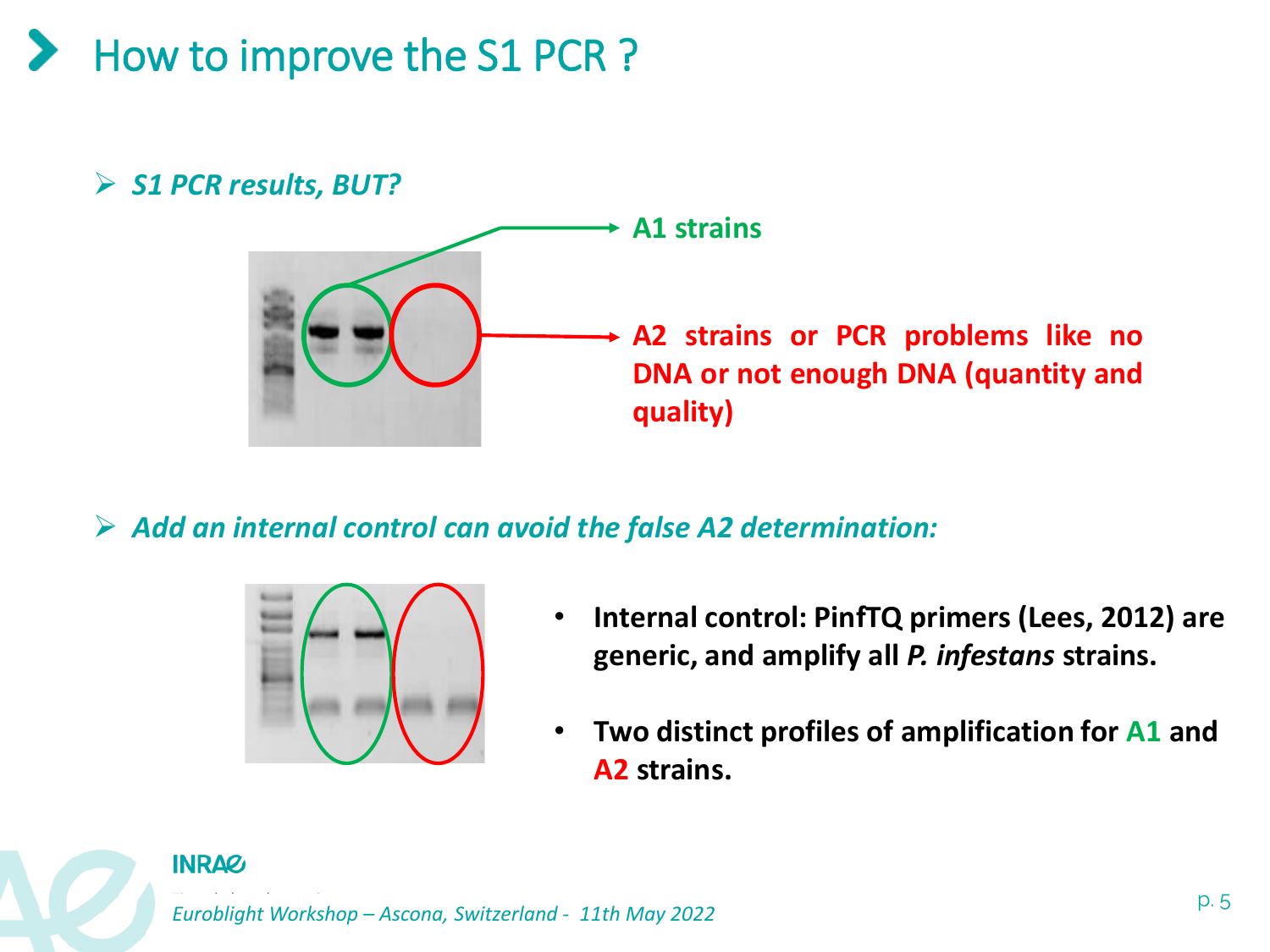# How to improve the S1 PCR ?

- ***S1 PCR results, BUT?***

**A1 strains**

**A2 strains or PCR problems like no DNA or not enough DNA (quantity and quality)**

- ***Add an internal control can avoid the false A2 determination:***

- **Internal control: PinfTQ primers (Lees, 2012) are generic, and amplify all *P. infestans* strains.**
- **Two distinct profiles of amplification for A1 and A2 strains.**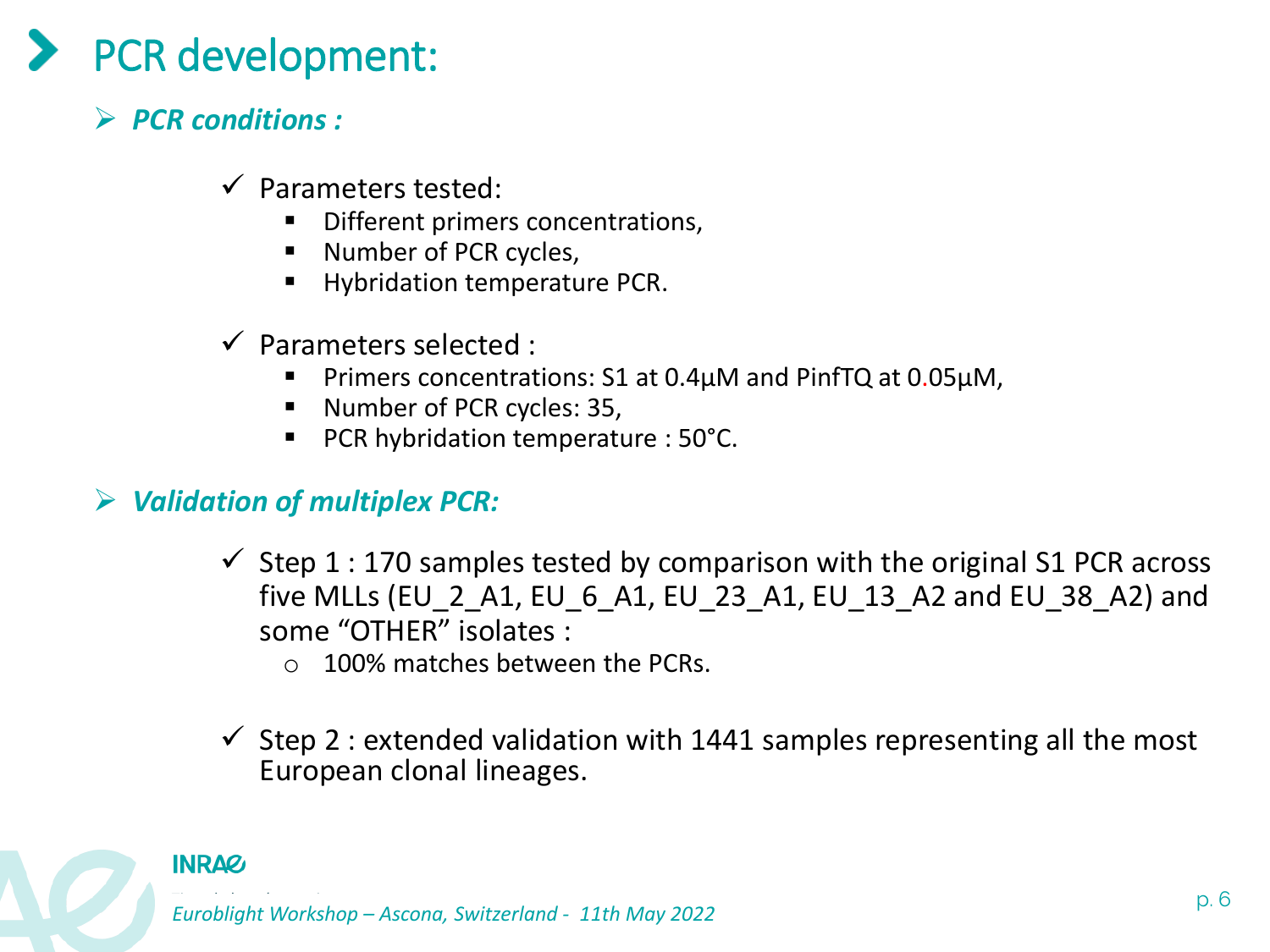# PCR development:

## *PCR conditions :*

- ✓ Parameters tested:
  - Different primers concentrations,
  - Number of PCR cycles,
  - Hybridation temperature PCR.

- ✓ Parameters selected :
  - Primers concentrations: S1 at 0.4µM and PinfTQ at 0.05µM,
  - Number of PCR cycles: 35,
  - PCR hybridation temperature : 50°C.

## *Validation of multiplex PCR:*

- ✓ Step 1 : 170 samples tested by comparison with the original S1 PCR across five MLLs (EU_2_A1, EU_6_A1, EU_23_A1, EU_13_A2 and EU_38_A2) and some "OTHER" isolates :
  - 100% matches between the PCRs.

- ✓ Step 2 : extended validation with 1441 samples representing all the most European clonal lineages.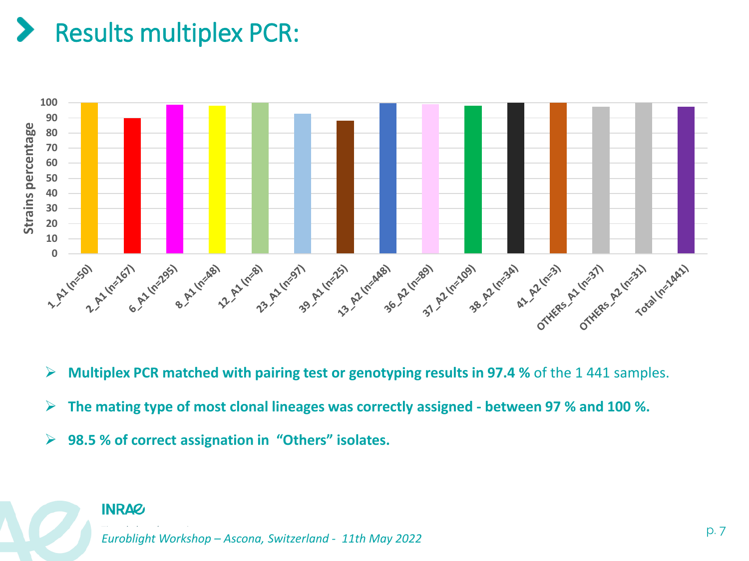# Results multiplex PCR:

- **Multiplex PCR matched with pairing test or genotyping results in 97.4 %** of the 1 441 samples.
- **The mating type of most clonal lineages was correctly assigned - between 97 % and 100 %.**
- **98.5 % of correct assignation in "Others" isolates.**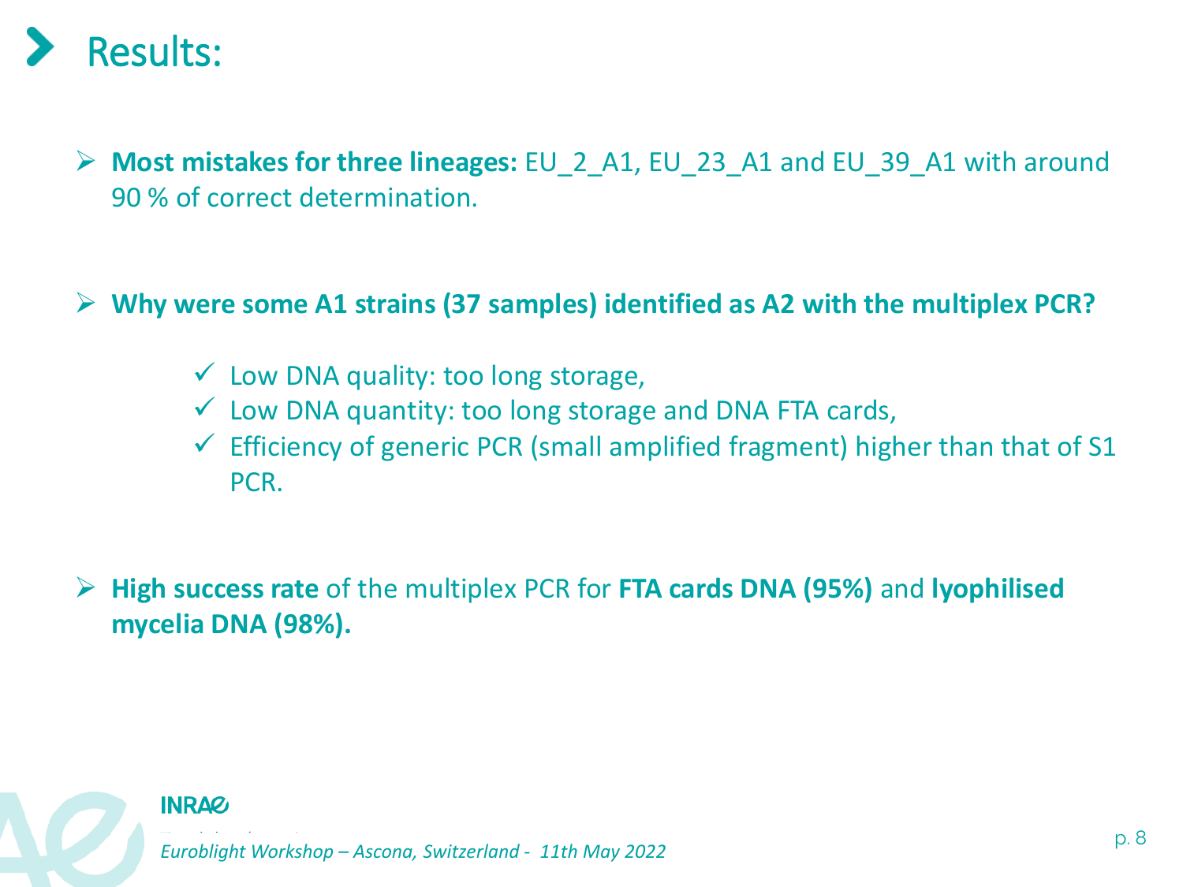# Results:

- **Most mistakes for three lineages:** EU_2_A1, EU_23_A1 and EU_39_A1 with around 90 % of correct determination.

- **Why were some A1 strains (37 samples) identified as A2 with the multiplex PCR?**

  - ✓ Low DNA quality: too long storage,
  - ✓ Low DNA quantity: too long storage and DNA FTA cards,
  - ✓ Efficiency of generic PCR (small amplified fragment) higher than that of S1 PCR.

- **High success rate** of the multiplex PCR for **FTA cards DNA (95%)** and **lyophilised mycelia DNA (98%).**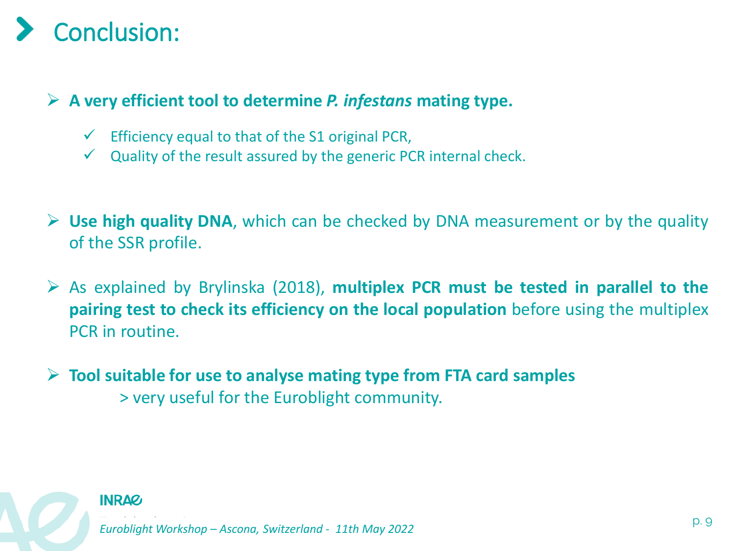# Conclusion:

- **A very efficient tool to determine *P. infestans* mating type.**
  - Efficiency equal to that of the S1 original PCR,
  - Quality of the result assured by the generic PCR internal check.

- **Use high quality DNA**, which can be checked by DNA measurement or by the quality of the SSR profile.

- As explained by Brylinska (2018), **multiplex PCR must be tested in parallel to the pairing test to check its efficiency on the local population** before using the multiplex PCR in routine.

- **Tool suitable for use to analyse mating type from FTA card samples**
  > very useful for the Euroblight community.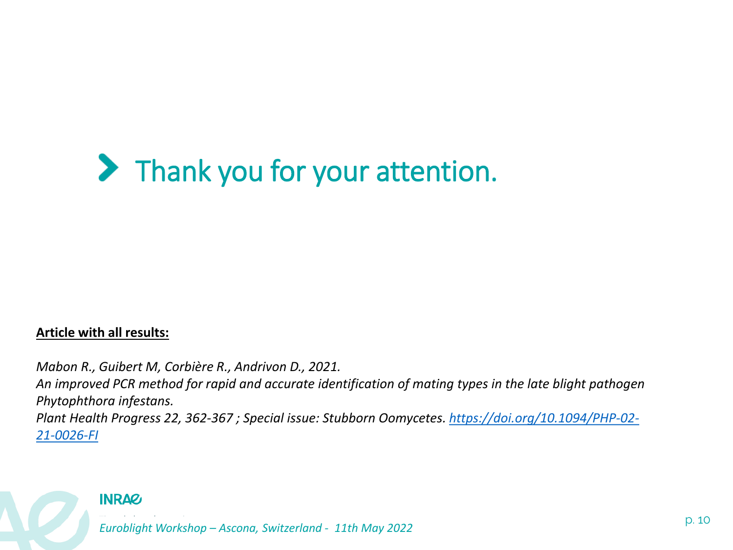# Thank you for your attention.

**Article with all results:**

*Mabon R., Guibert M, Corbière R., Andrivon D., 2021.*
*An improved PCR method for rapid and accurate identification of mating types in the late blight pathogen Phytophthora infestans.*
*Plant Health Progress 22, 362-367 ; Special issue: Stubborn Oomycetes.* [https://doi.org/10.1094/PHP-02-21-0026-FI](https://doi.org/10.1094/PHP-02-21-0026-FI)